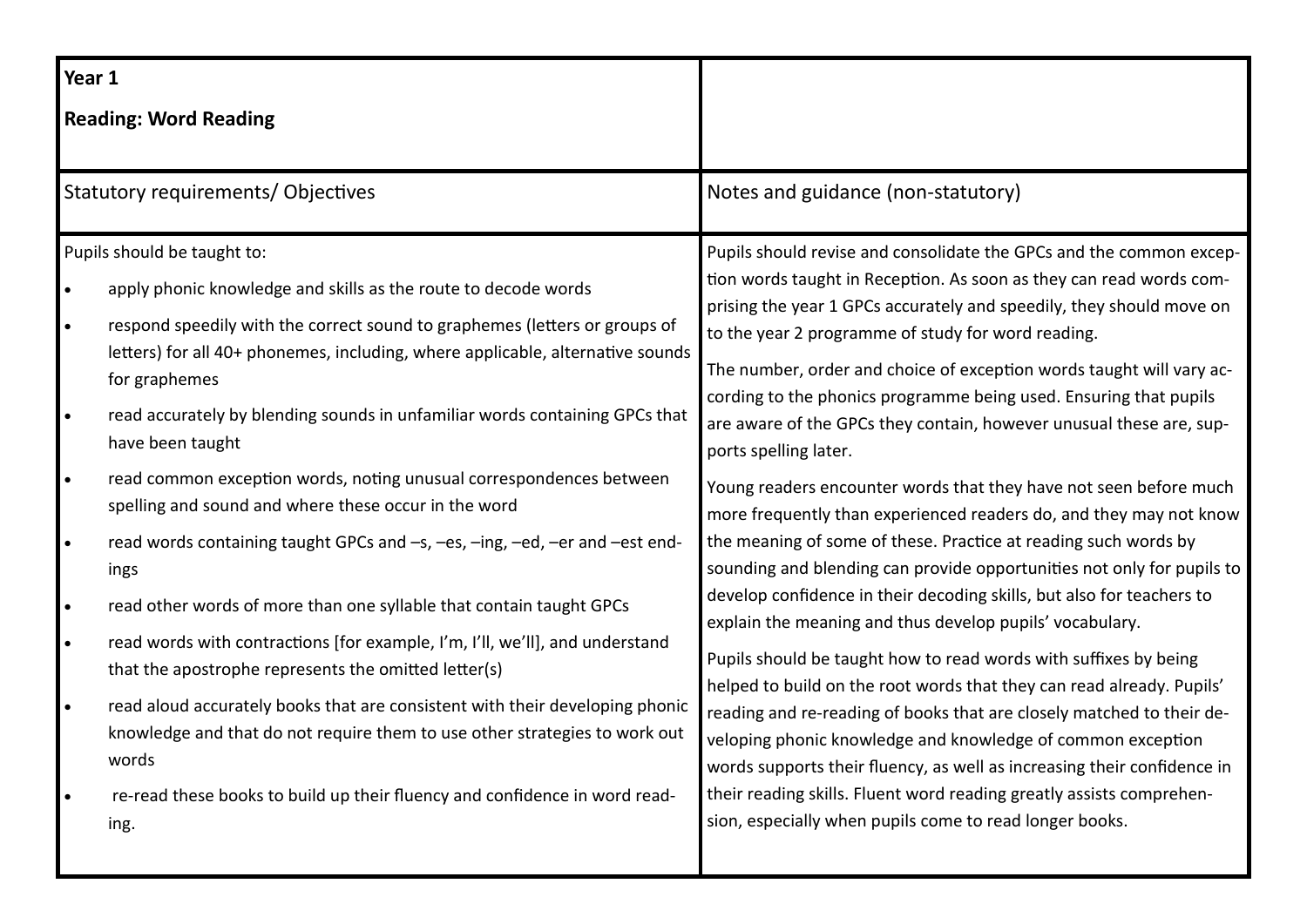## Year 1

## Reading: Word Reading

| Statutory requirements/ Objectives | Notes and guidance (non-statutory) |
| --- | --- |
| Pupils should be taught to:<br>• apply phonic knowledge and skills as the route to decode words<br>• respond speedily with the correct sound to graphemes (letters or groups of letters) for all 40+ phonemes, including, where applicable, alternative sounds for graphemes<br>• read accurately by blending sounds in unfamiliar words containing GPCs that have been taught<br>• read common exception words, noting unusual correspondences between spelling and sound and where these occur in the word<br>• read words containing taught GPCs and –s, –es, –ing, –ed, –er and –est endings<br>• read other words of more than one syllable that contain taught GPCs<br>• read words with contractions [for example, I'm, I'll, we'll], and understand that the apostrophe represents the omitted letter(s)<br>• read aloud accurately books that are consistent with their developing phonic knowledge and that do not require them to use other strategies to work out words<br>• re-read these books to build up their fluency and confidence in word reading. | Pupils should revise and consolidate the GPCs and the common exception words taught in Reception. As soon as they can read words comprising the year 1 GPCs accurately and speedily, they should move on to the year 2 programme of study for word reading.<br><br>The number, order and choice of exception words taught will vary according to the phonics programme being used. Ensuring that pupils are aware of the GPCs they contain, however unusual these are, supports spelling later.<br><br>Young readers encounter words that they have not seen before much more frequently than experienced readers do, and they may not know the meaning of some of these. Practice at reading such words by sounding and blending can provide opportunities not only for pupils to develop confidence in their decoding skills, but also for teachers to explain the meaning and thus develop pupils' vocabulary.<br><br>Pupils should be taught how to read words with suffixes by being helped to build on the root words that they can read already. Pupils' reading and re-reading of books that are closely matched to their developing phonic knowledge and knowledge of common exception words supports their fluency, as well as increasing their confidence in their reading skills. Fluent word reading greatly assists comprehension, especially when pupils come to read longer books. |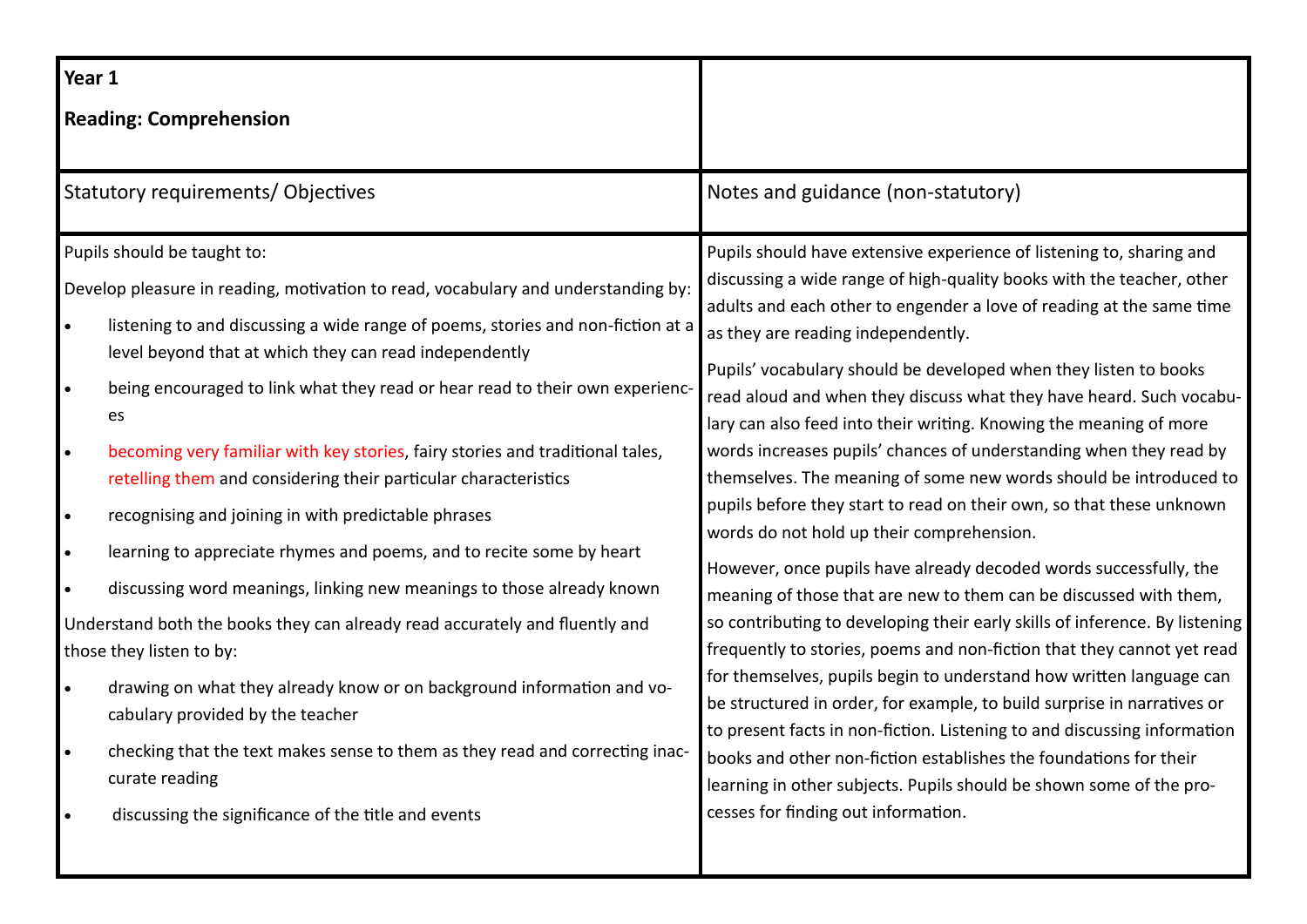| **Year 1**<br><br>**Reading: Comprehension** | |
| --- | --- |
| Statutory requirements/ Objectives | Notes and guidance (non-statutory) |
| Pupils should be taught to:<br><br>Develop pleasure in reading, motivation to read, vocabulary and understanding by:<br><br>• listening to and discussing a wide range of poems, stories and non-fiction at a level beyond that at which they can read independently<br>• being encouraged to link what they read or hear read to their own experiences<br>• becoming very familiar with key stories, fairy stories and traditional tales, retelling them and considering their particular characteristics<br>• recognising and joining in with predictable phrases<br>• learning to appreciate rhymes and poems, and to recite some by heart<br>• discussing word meanings, linking new meanings to those already known<br><br>Understand both the books they can already read accurately and fluently and those they listen to by:<br><br>• drawing on what they already know or on background information and vocabulary provided by the teacher<br>• checking that the text makes sense to them as they read and correcting inaccurate reading<br>• discussing the significance of the title and events | Pupils should have extensive experience of listening to, sharing and discussing a wide range of high-quality books with the teacher, other adults and each other to engender a love of reading at the same time as they are reading independently.<br><br>Pupils' vocabulary should be developed when they listen to books read aloud and when they discuss what they have heard. Such vocabulary can also feed into their writing. Knowing the meaning of more words increases pupils' chances of understanding when they read by themselves. The meaning of some new words should be introduced to pupils before they start to read on their own, so that these unknown words do not hold up their comprehension.<br><br>However, once pupils have already decoded words successfully, the meaning of those that are new to them can be discussed with them, so contributing to developing their early skills of inference. By listening frequently to stories, poems and non-fiction that they cannot yet read for themselves, pupils begin to understand how written language can be structured in order, for example, to build surprise in narratives or to present facts in non-fiction. Listening to and discussing information books and other non-fiction establishes the foundations for their learning in other subjects. Pupils should be shown some of the processes for finding out information. |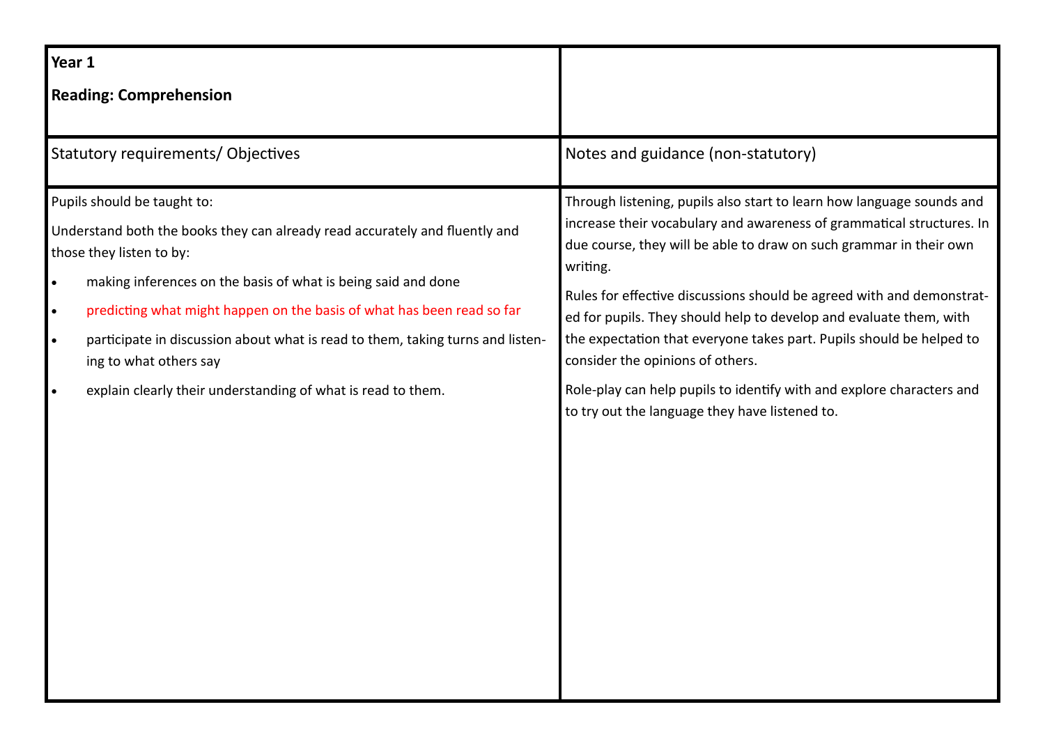| **Year 1**<br><br>**Reading: Comprehension** | |
|---|---|
| Statutory requirements/ Objectives | Notes and guidance (non-statutory) |
| Pupils should be taught to:<br><br>Understand both the books they can already read accurately and fluently and those they listen to by:<br><br>• making inferences on the basis of what is being said and done<br>• predicting what might happen on the basis of what has been read so far<br>• participate in discussion about what is read to them, taking turns and listening to what others say<br>• explain clearly their understanding of what is read to them. | Through listening, pupils also start to learn how language sounds and increase their vocabulary and awareness of grammatical structures. In due course, they will be able to draw on such grammar in their own writing.<br><br>Rules for effective discussions should be agreed with and demonstrated for pupils. They should help to develop and evaluate them, with the expectation that everyone takes part. Pupils should be helped to consider the opinions of others.<br><br>Role-play can help pupils to identify with and explore characters and to try out the language they have listened to. |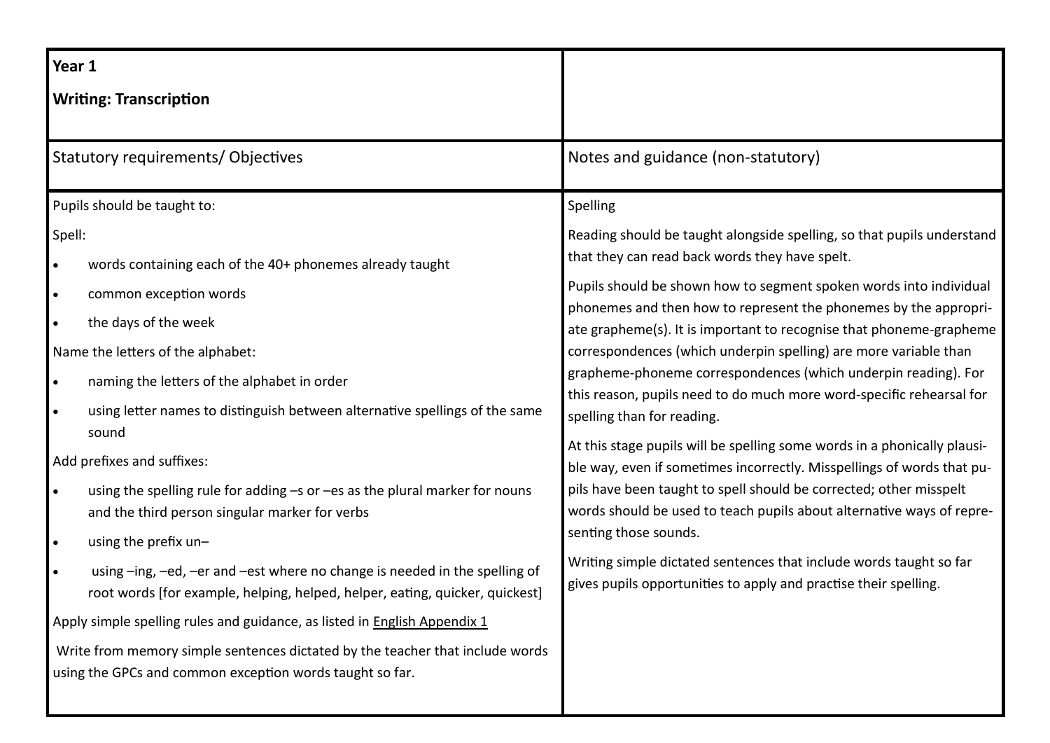| **Year 1**<br><br>**Writing: Transcription** | |
|---|---|
| Statutory requirements/ Objectives | Notes and guidance (non-statutory) |
| Pupils should be taught to:<br><br>Spell:<br><br>• words containing each of the 40+ phonemes already taught<br>• common exception words<br>• the days of the week<br><br>Name the letters of the alphabet:<br><br>• naming the letters of the alphabet in order<br>• using letter names to distinguish between alternative spellings of the same sound<br><br>Add prefixes and suffixes:<br><br>• using the spelling rule for adding –s or –es as the plural marker for nouns and the third person singular marker for verbs<br>• using the prefix un–<br>• using –ing, –ed, –er and –est where no change is needed in the spelling of root words [for example, helping, helped, helper, eating, quicker, quickest]<br><br>Apply simple spelling rules and guidance, as listed in English Appendix 1<br><br>Write from memory simple sentences dictated by the teacher that include words using the GPCs and common exception words taught so far. | Spelling<br><br>Reading should be taught alongside spelling, so that pupils understand that they can read back words they have spelt.<br><br>Pupils should be shown how to segment spoken words into individual phonemes and then how to represent the phonemes by the appropriate grapheme(s). It is important to recognise that phoneme-grapheme correspondences (which underpin spelling) are more variable than grapheme-phoneme correspondences (which underpin reading). For this reason, pupils need to do much more word-specific rehearsal for spelling than for reading.<br><br>At this stage pupils will be spelling some words in a phonically plausible way, even if sometimes incorrectly. Misspellings of words that pupils have been taught to spell should be corrected; other misspelt words should be used to teach pupils about alternative ways of representing those sounds.<br><br>Writing simple dictated sentences that include words taught so far gives pupils opportunities to apply and practise their spelling. |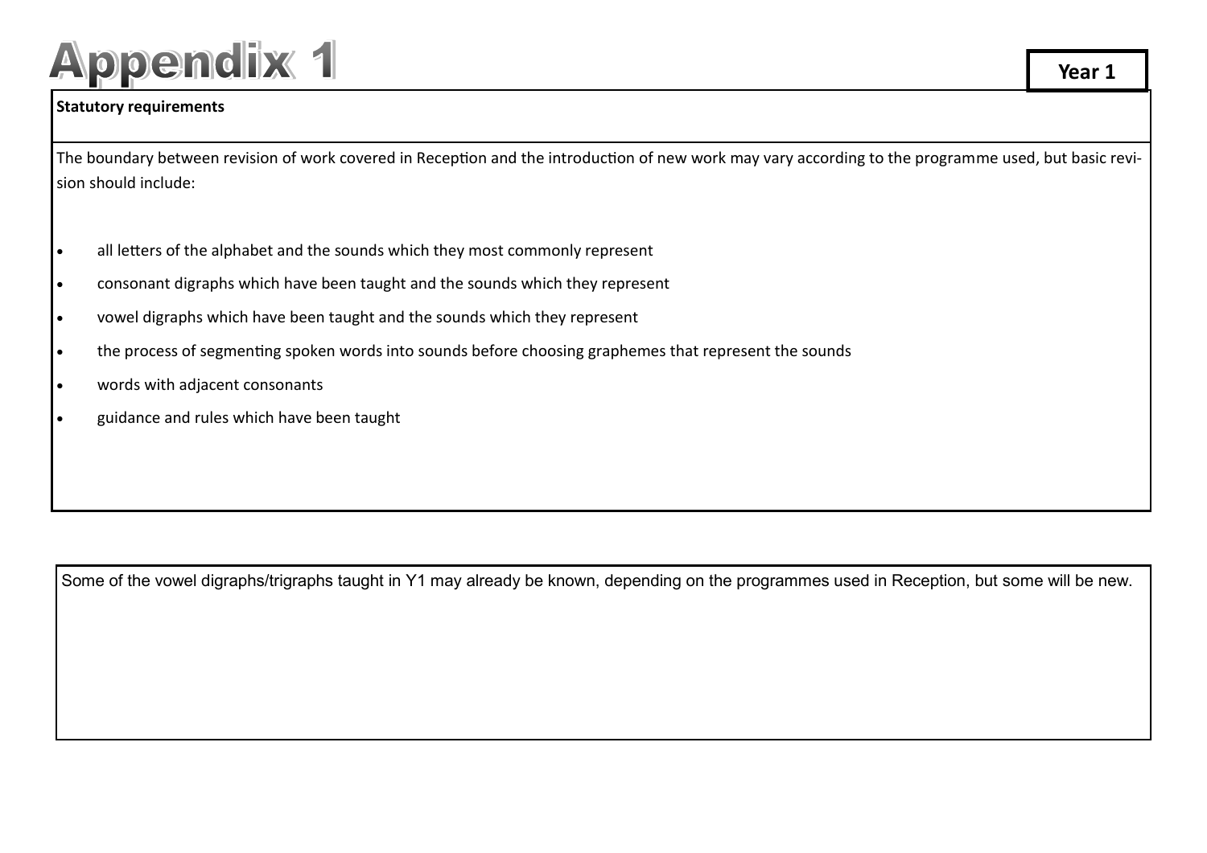# Appendix 1

**Year 1**

**Statutory requirements**

The boundary between revision of work covered in Reception and the introduction of new work may vary according to the programme used, but basic revision should include:

- all letters of the alphabet and the sounds which they most commonly represent
- consonant digraphs which have been taught and the sounds which they represent
- vowel digraphs which have been taught and the sounds which they represent
- the process of segmenting spoken words into sounds before choosing graphemes that represent the sounds
- words with adjacent consonants
- guidance and rules which have been taught

Some of the vowel digraphs/trigraphs taught in Y1 may already be known, depending on the programmes used in Reception, but some will be new.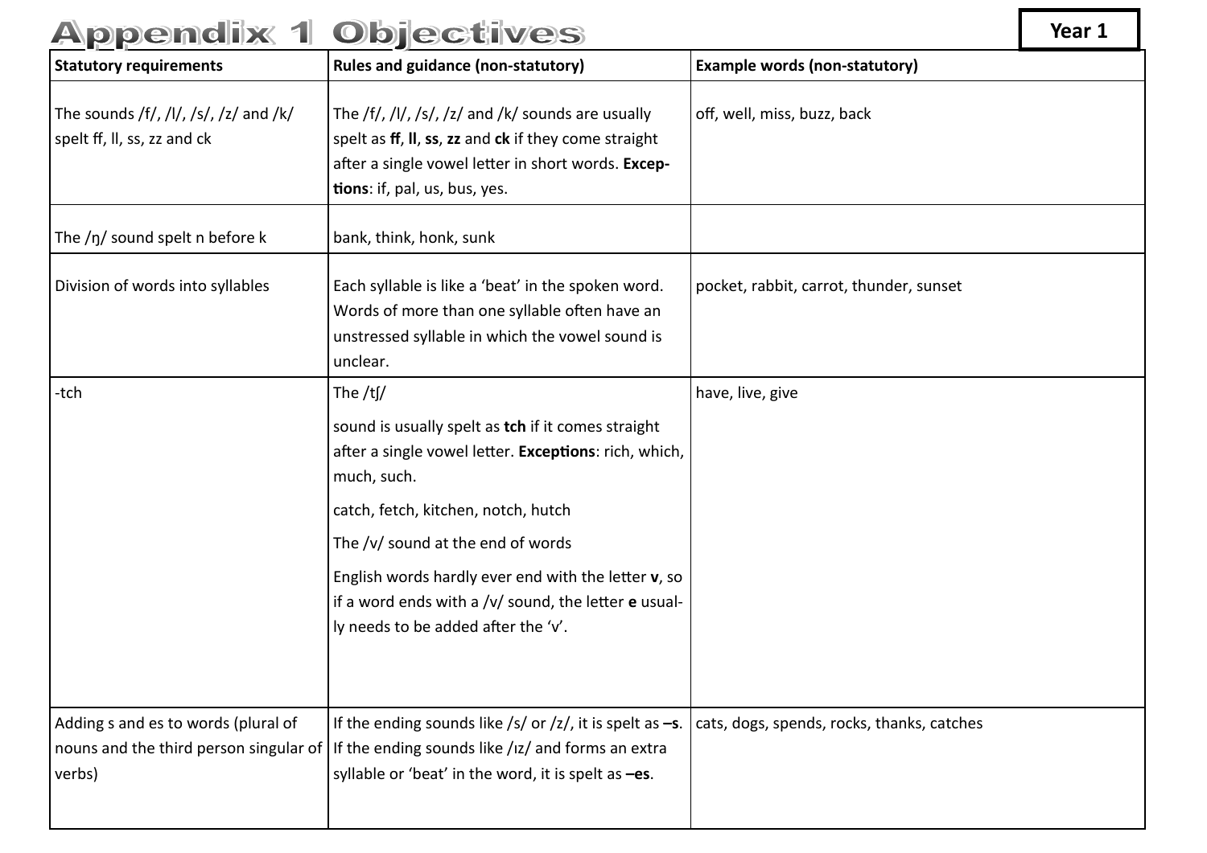# Appendix 1 Objectives

**Year 1**

| Statutory requirements | Rules and guidance (non-statutory) | Example words (non-statutory) |
|---|---|---|
| The sounds /f/, /l/, /s/, /z/ and /k/ spelt ff, ll, ss, zz and ck | The /f/, /l/, /s/, /z/ and /k/ sounds are usually spelt as **ff**, **ll**, **ss**, **zz** and **ck** if they come straight after a single vowel letter in short words. **Exceptions**: if, pal, us, bus, yes. | off, well, miss, buzz, back |
| The /ŋ/ sound spelt n before k | bank, think, honk, sunk | |
| Division of words into syllables | Each syllable is like a 'beat' in the spoken word. Words of more than one syllable often have an unstressed syllable in which the vowel sound is unclear. | pocket, rabbit, carrot, thunder, sunset |
| -tch | The /tʃ/ sound is usually spelt as **tch** if it comes straight after a single vowel letter. **Exceptions**: rich, which, much, such. catch, fetch, kitchen, notch, hutch The /v/ sound at the end of words English words hardly ever end with the letter **v**, so if a word ends with a /v/ sound, the letter **e** usually needs to be added after the 'v'. | have, live, give |
| Adding s and es to words (plural of nouns and the third person singular of verbs) | If the ending sounds like /s/ or /z/, it is spelt as **–s**. If the ending sounds like /ɪz/ and forms an extra syllable or 'beat' in the word, it is spelt as **–es**. | cats, dogs, spends, rocks, thanks, catches |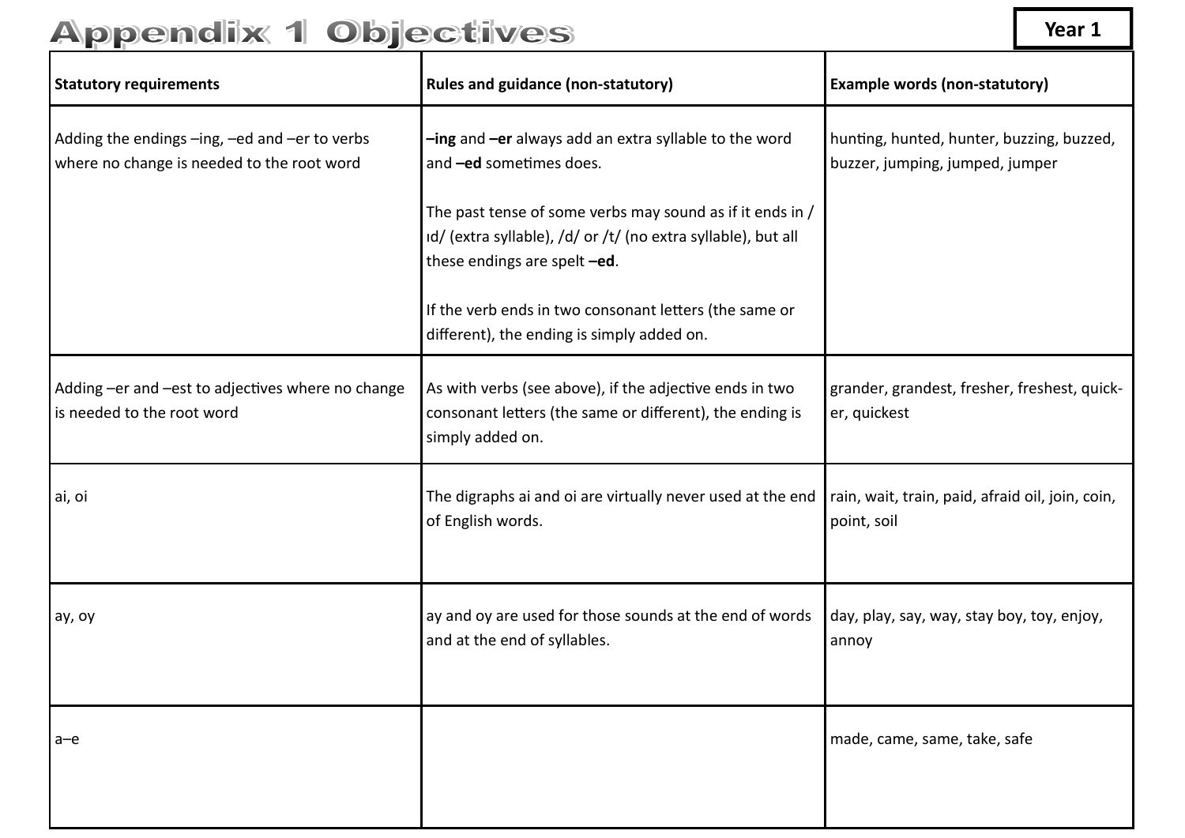# Appendix 1 Objectives

**Year 1**

| **Statutory requirements** | **Rules and guidance (non-statutory)** | **Example words (non-statutory)** |
| --- | --- | --- |
| Adding the endings –ing, –ed and –er to verbs where no change is needed to the root word | **–ing** and **–er** always add an extra syllable to the word and **–ed** sometimes does.<br><br>The past tense of some verbs may sound as if it ends in /ɪd/ (extra syllable), /d/ or /t/ (no extra syllable), but all these endings are spelt **–ed**.<br><br>If the verb ends in two consonant letters (the same or different), the ending is simply added on. | hunting, hunted, hunter, buzzing, buzzed, buzzer, jumping, jumped, jumper |
| Adding –er and –est to adjectives where no change is needed to the root word | As with verbs (see above), if the adjective ends in two consonant letters (the same or different), the ending is simply added on. | grander, grandest, fresher, freshest, quicker, quickest |
| ai, oi | The digraphs ai and oi are virtually never used at the end of English words. | rain, wait, train, paid, afraid oil, join, coin, point, soil |
| ay, oy | ay and oy are used for those sounds at the end of words and at the end of syllables. | day, play, say, way, stay boy, toy, enjoy, annoy |
| a–e | | made, came, same, take, safe |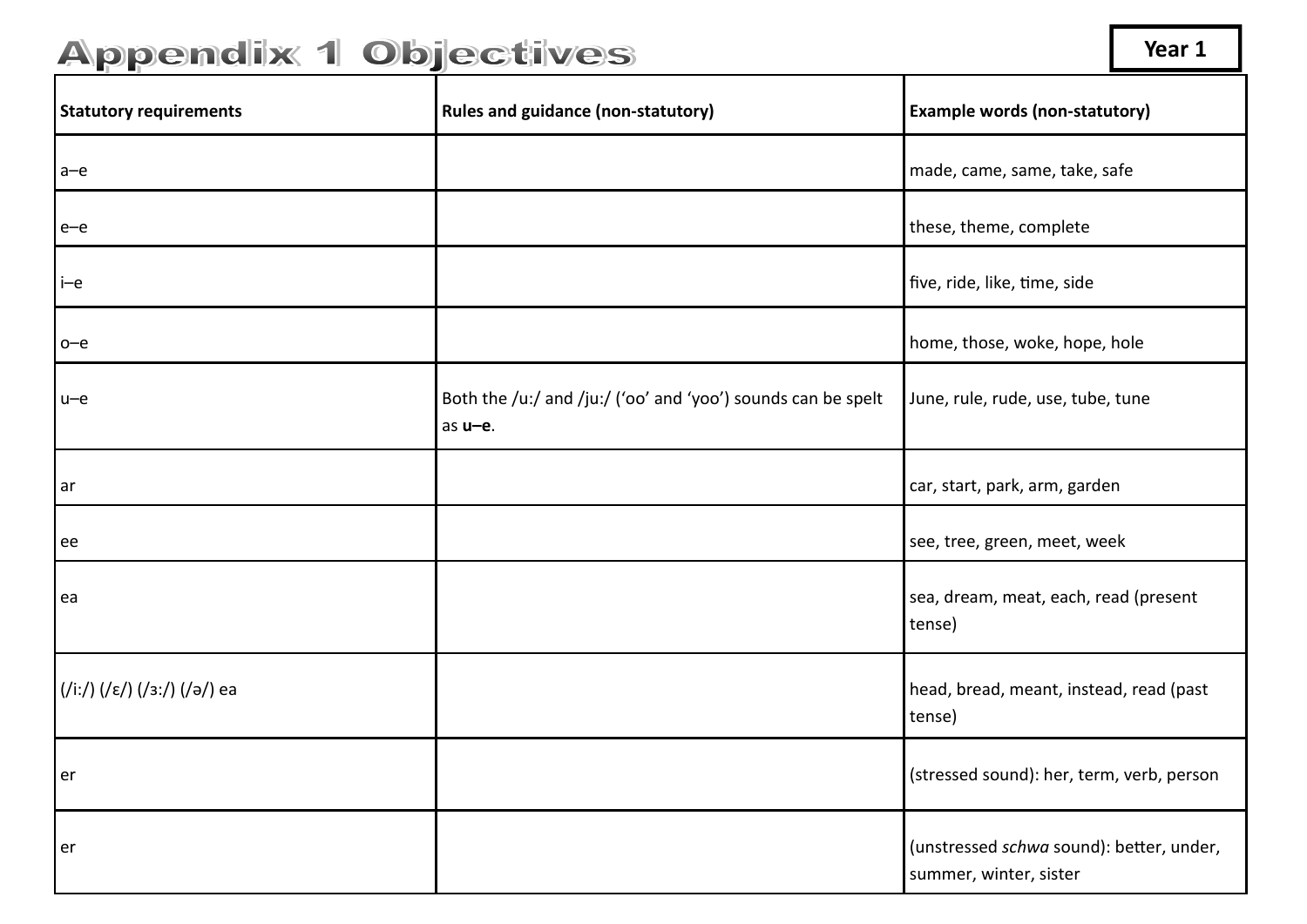# Appendix 1 Objectives

**Year 1**

| **Statutory requirements** | **Rules and guidance (non-statutory)** | **Example words (non-statutory)** |
|---|---|---|
| a–e | | made, came, same, take, safe |
| e–e | | these, theme, complete |
| i–e | | five, ride, like, time, side |
| o–e | | home, those, woke, hope, hole |
| u–e | Both the /u:/ and /ju:/ ('oo' and 'yoo') sounds can be spelt as **u–e**. | June, rule, rude, use, tube, tune |
| ar | | car, start, park, arm, garden |
| ee | | see, tree, green, meet, week |
| ea | | sea, dream, meat, each, read (present tense) |
| (/iː/) (/ɛ/) (/ɜː/) (/ə/) ea | | head, bread, meant, instead, read (past tense) |
| er | | (stressed sound): her, term, verb, person |
| er | | (unstressed *schwa* sound): better, under, summer, winter, sister |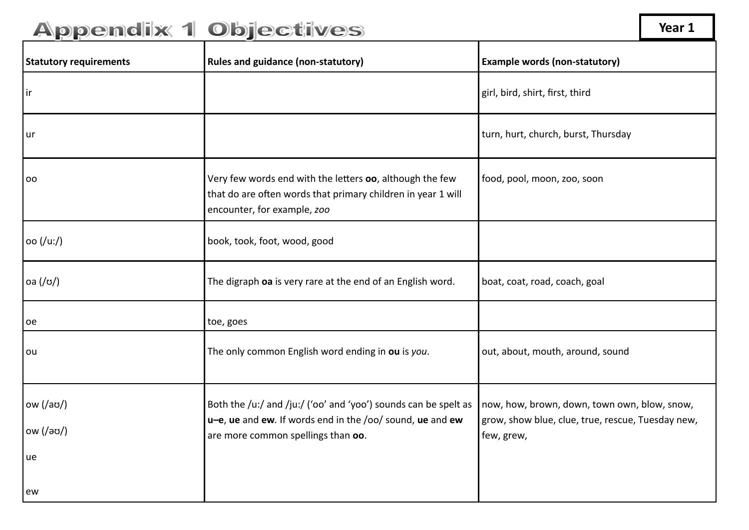# Appendix 1 Objectives

**Year 1**

| **Statutory requirements** | **Rules and guidance (non-statutory)** | **Example words (non-statutory)** |
| --- | --- | --- |
| ir | | girl, bird, shirt, first, third |
| ur | | turn, hurt, church, burst, Thursday |
| oo | Very few words end with the letters **oo**, although the few that do are often words that primary children in year 1 will encounter, for example, *zoo* | food, pool, moon, zoo, soon |
| oo (/u:/) | book, took, foot, wood, good | |
| oa (/ʊ/) | The digraph **oa** is very rare at the end of an English word. | boat, coat, road, coach, goal |
| oe | toe, goes | |
| ou | The only common English word ending in **ou** is *you*. | out, about, mouth, around, sound |
| ow (/aʊ/)<br>ow (/əʊ/)<br>ue<br>ew | Both the /u:/ and /ju:/ ('oo' and 'yoo') sounds can be spelt as **u–e**, **ue** and **ew**. If words end in the /oo/ sound, **ue** and **ew** are more common spellings than **oo**. | now, how, brown, down, town own, blow, snow, grow, show blue, clue, true, rescue, Tuesday new, few, grew, |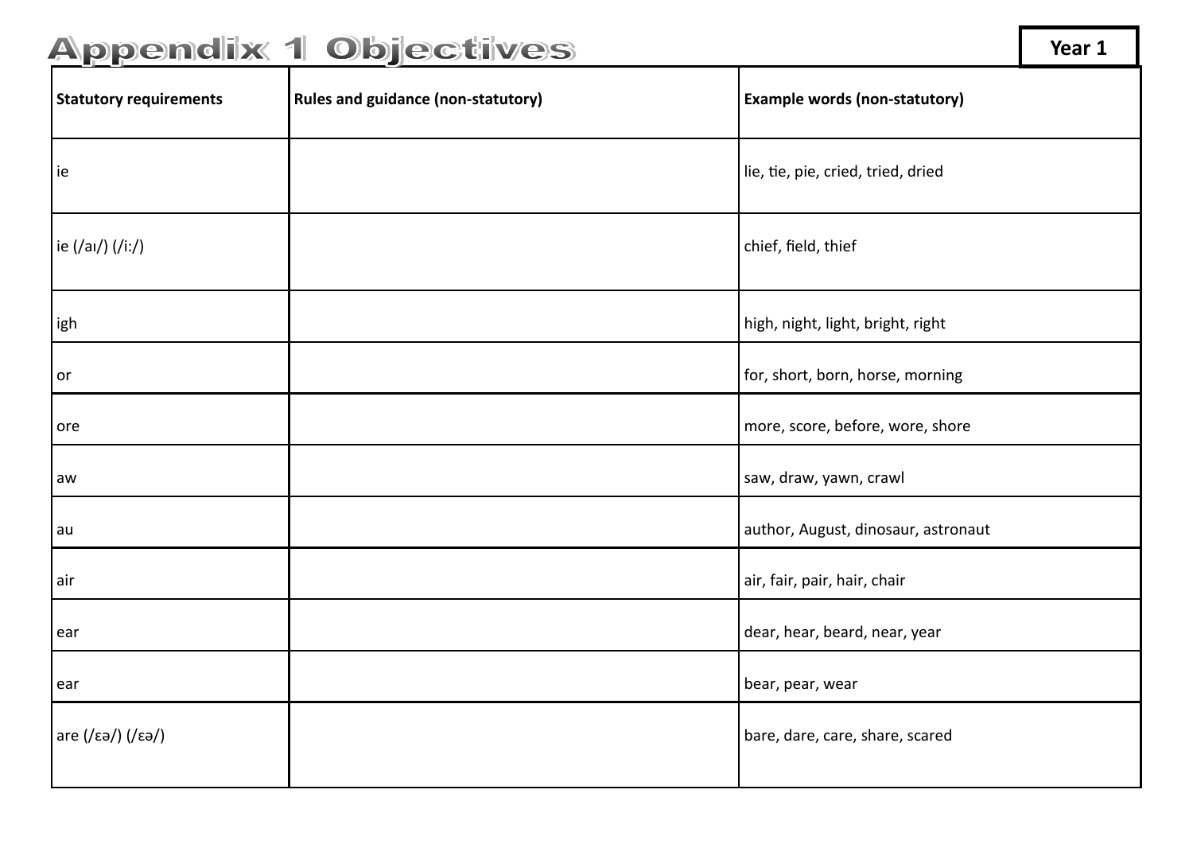# Appendix 1 Objectives

**Year 1**

| Statutory requirements | Rules and guidance (non-statutory) | Example words (non-statutory) |
|---|---|---|
| ie | | lie, tie, pie, cried, tried, dried |
| ie (/aɪ/) (/iː/) | | chief, field, thief |
| igh | | high, night, light, bright, right |
| or | | for, short, born, horse, morning |
| ore | | more, score, before, wore, shore |
| aw | | saw, draw, yawn, crawl |
| au | | author, August, dinosaur, astronaut |
| air | | air, fair, pair, hair, chair |
| ear | | dear, hear, beard, near, year |
| ear | | bear, pear, wear |
| are (/ɛə/) (/ɛə/) | | bare, dare, care, share, scared |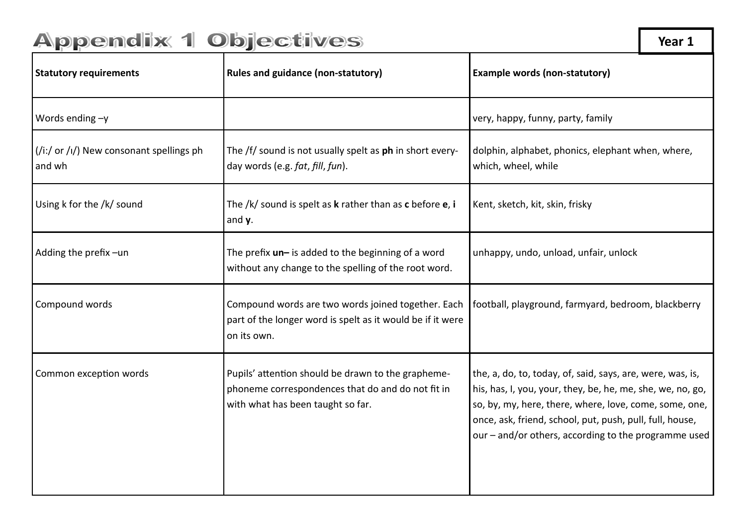# Appendix 1 Objectives

**Year 1**

| **Statutory requirements** | **Rules and guidance (non-statutory)** | **Example words (non-statutory)** |
|---|---|---|
| Words ending –y | | very, happy, funny, party, family |
| (/iː/ or /ɪ/) New consonant spellings ph and wh | The /f/ sound is not usually spelt as **ph** in short every-day words (e.g. *fat*, *fill*, *fun*). | dolphin, alphabet, phonics, elephant when, where, which, wheel, while |
| Using k for the /k/ sound | The /k/ sound is spelt as **k** rather than as **c** before **e**, **i** and **y**. | Kent, sketch, kit, skin, frisky |
| Adding the prefix –un | The prefix **un–** is added to the beginning of a word without any change to the spelling of the root word. | unhappy, undo, unload, unfair, unlock |
| Compound words | Compound words are two words joined together. Each part of the longer word is spelt as it would be if it were on its own. | football, playground, farmyard, bedroom, blackberry |
| Common exception words | Pupils' attention should be drawn to the grapheme-phoneme correspondences that do and do not fit in with what has been taught so far. | the, a, do, to, today, of, said, says, are, were, was, is, his, has, I, you, your, they, be, he, me, she, we, no, go, so, by, my, here, there, where, love, come, some, one, once, ask, friend, school, put, push, pull, full, house, our – and/or others, according to the programme used |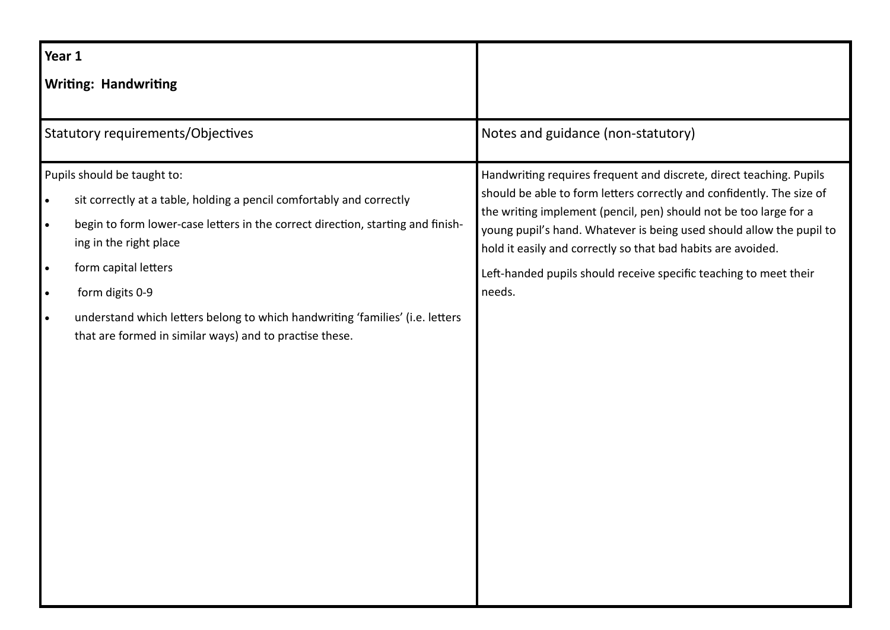| **Year 1**<br><br>**Writing: Handwriting** | |
|---|---|
| Statutory requirements/Objectives | Notes and guidance (non-statutory) |
| Pupils should be taught to:<br>• sit correctly at a table, holding a pencil comfortably and correctly<br>• begin to form lower-case letters in the correct direction, starting and finishing in the right place<br>• form capital letters<br>• form digits 0-9<br>• understand which letters belong to which handwriting 'families' (i.e. letters that are formed in similar ways) and to practise these. | Handwriting requires frequent and discrete, direct teaching. Pupils should be able to form letters correctly and confidently. The size of the writing implement (pencil, pen) should not be too large for a young pupil's hand. Whatever is being used should allow the pupil to hold it easily and correctly so that bad habits are avoided.<br><br>Left-handed pupils should receive specific teaching to meet their needs. |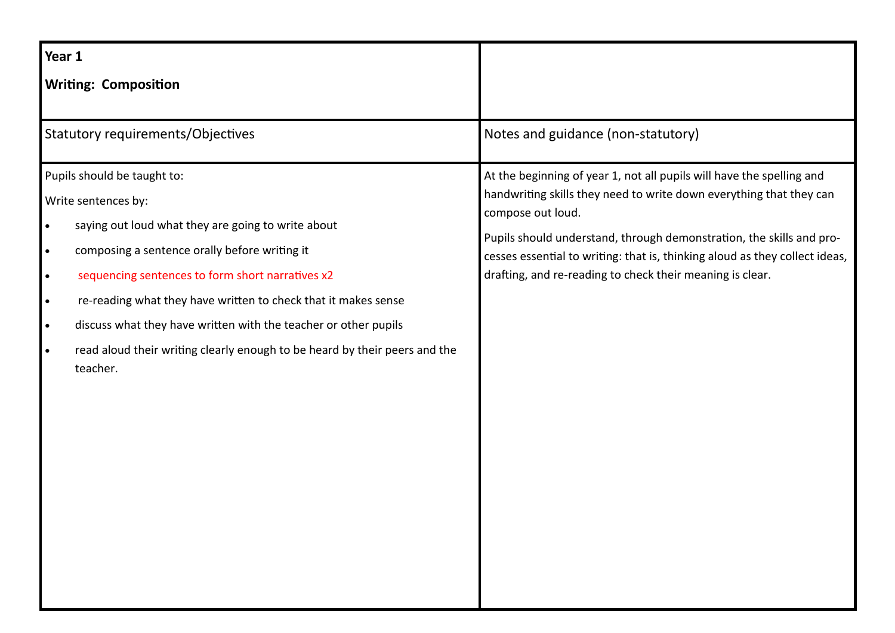| **Year 1**<br><br>**Writing: Composition** | |
|---|---|
| Statutory requirements/Objectives | Notes and guidance (non-statutory) |
| Pupils should be taught to:<br><br>Write sentences by:<br><br>• saying out loud what they are going to write about<br>• composing a sentence orally before writing it<br>• sequencing sentences to form short narratives x2<br>• re-reading what they have written to check that it makes sense<br>• discuss what they have written with the teacher or other pupils<br>• read aloud their writing clearly enough to be heard by their peers and the teacher. | At the beginning of year 1, not all pupils will have the spelling and handwriting skills they need to write down everything that they can compose out loud.<br><br>Pupils should understand, through demonstration, the skills and processes essential to writing: that is, thinking aloud as they collect ideas, drafting, and re-reading to check their meaning is clear. |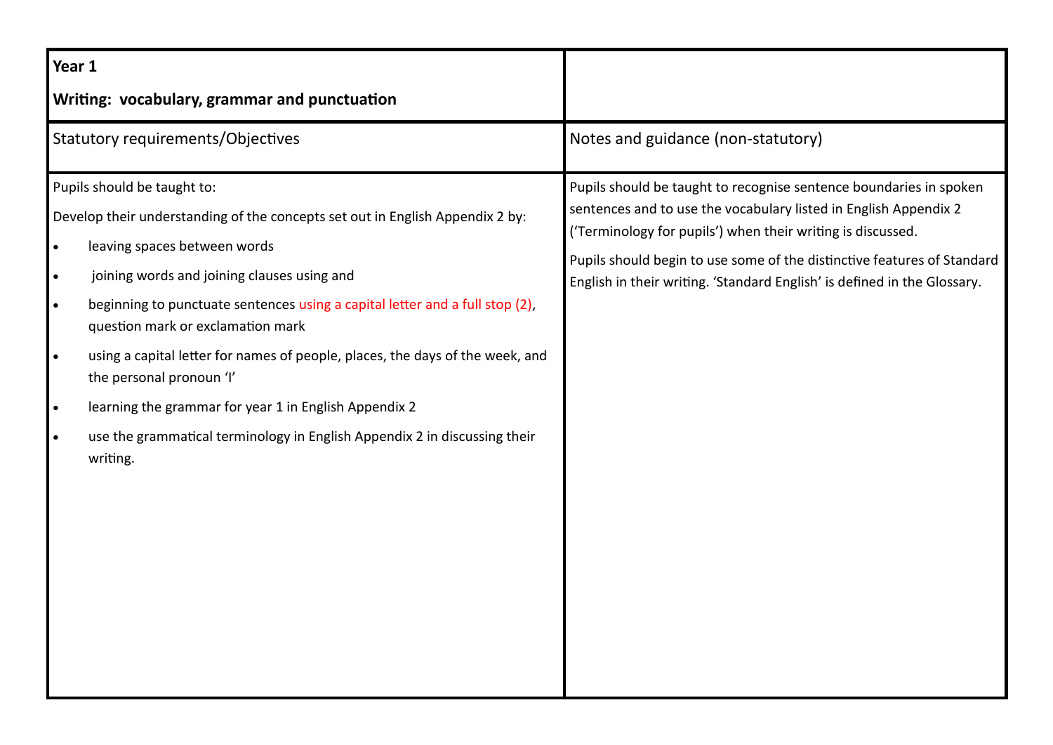| **Year 1**<br><br>**Writing: vocabulary, grammar and punctuation** | |
|---|---|
| Statutory requirements/Objectives | Notes and guidance (non-statutory) |
| Pupils should be taught to:<br><br>Develop their understanding of the concepts set out in English Appendix 2 by:<br><br>• leaving spaces between words<br>• joining words and joining clauses using and<br>• beginning to punctuate sentences using a capital letter and a full stop (2), question mark or exclamation mark<br>• using a capital letter for names of people, places, the days of the week, and the personal pronoun 'I'<br>• learning the grammar for year 1 in English Appendix 2<br>• use the grammatical terminology in English Appendix 2 in discussing their writing. | Pupils should be taught to recognise sentence boundaries in spoken sentences and to use the vocabulary listed in English Appendix 2 ('Terminology for pupils') when their writing is discussed.<br><br>Pupils should begin to use some of the distinctive features of Standard English in their writing. 'Standard English' is defined in the Glossary. |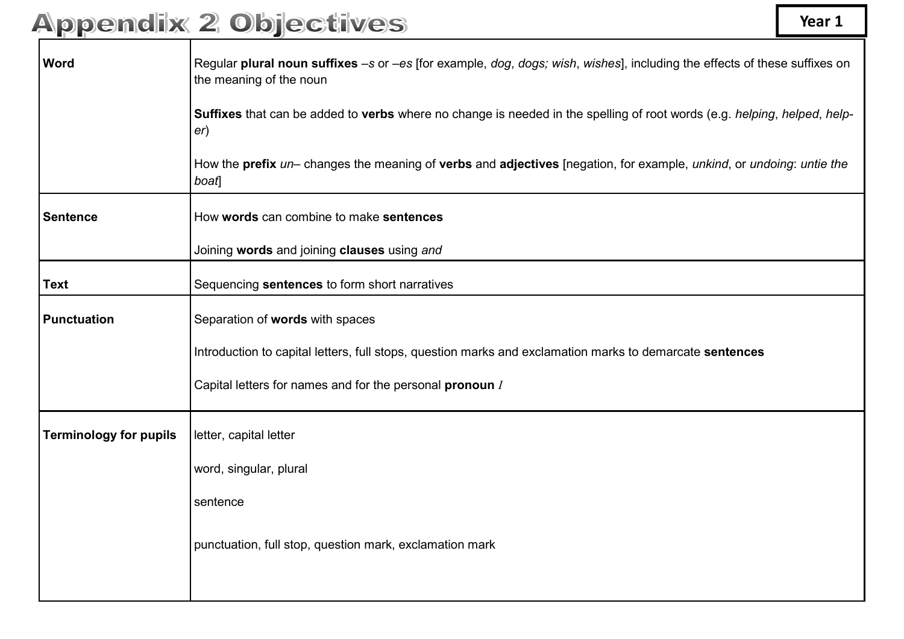# Appendix 2 Objectives

**Year 1**

| | |
|---|---|
| **Word** | Regular **plural noun suffixes** *–s* or *–es* [for example, *dog*, *dogs; wish*, *wishes*], including the effects of these suffixes on the meaning of the noun<br><br>**Suffixes** that can be added to **verbs** where no change is needed in the spelling of root words (e.g. *helping*, *helped*, *help-er*)<br><br>How the **prefix** *un*– changes the meaning of **verbs** and **adjectives** [negation, for example, *unkind*, or *undoing*: *untie the boat*] |
| **Sentence** | How **words** can combine to make **sentences**<br><br>Joining **words** and joining **clauses** using *and* |
| **Text** | Sequencing **sentences** to form short narratives |
| **Punctuation** | Separation of **words** with spaces<br><br>Introduction to capital letters, full stops, question marks and exclamation marks to demarcate **sentences**<br><br>Capital letters for names and for the personal **pronoun** *I* |
| **Terminology for pupils** | letter, capital letter<br><br>word, singular, plural<br><br>sentence<br><br>punctuation, full stop, question mark, exclamation mark |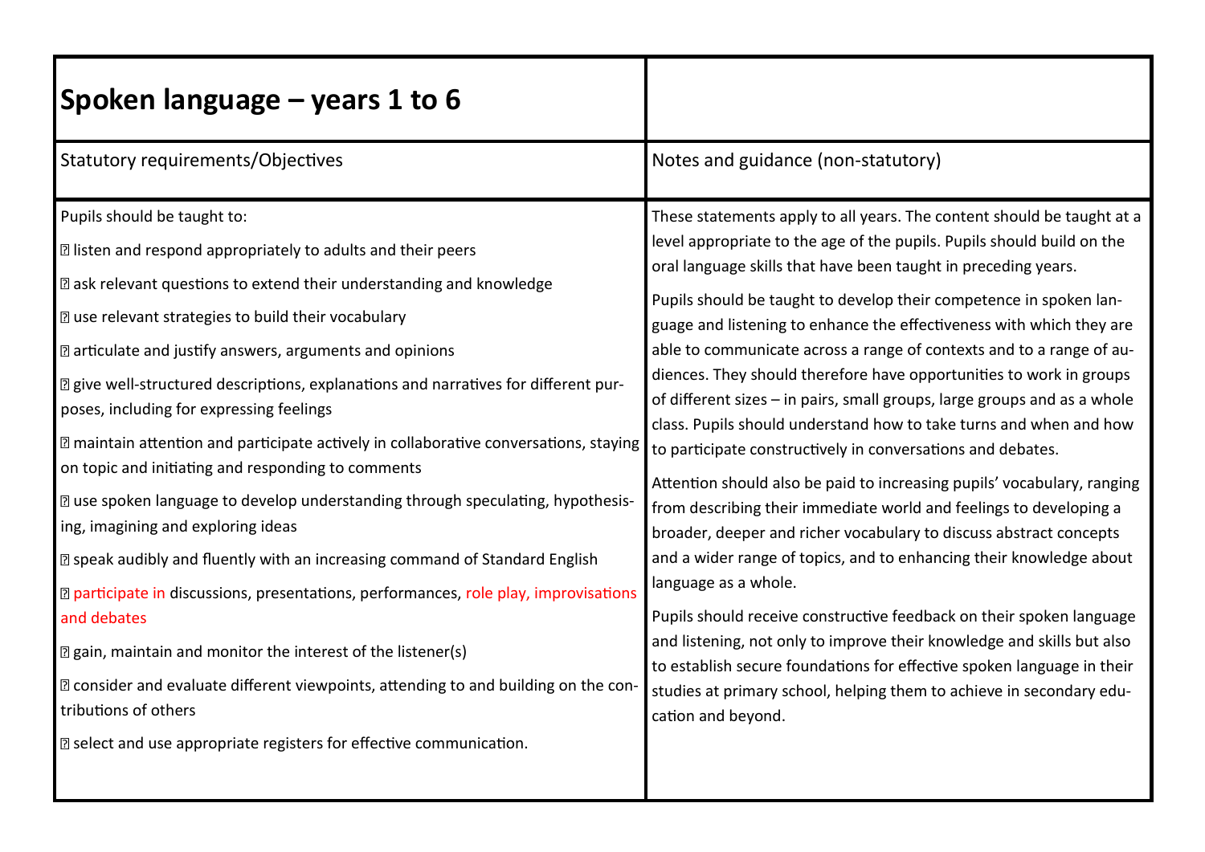| **Spoken language – years 1 to 6** | |
|---|---|
| Statutory requirements/Objectives | Notes and guidance (non-statutory) |
| Pupils should be taught to:<br>• listen and respond appropriately to adults and their peers<br>• ask relevant questions to extend their understanding and knowledge<br>• use relevant strategies to build their vocabulary<br>• articulate and justify answers, arguments and opinions<br>• give well-structured descriptions, explanations and narratives for different purposes, including for expressing feelings<br>• maintain attention and participate actively in collaborative conversations, staying on topic and initiating and responding to comments<br>• use spoken language to develop understanding through speculating, hypothesising, imagining and exploring ideas<br>• speak audibly and fluently with an increasing command of Standard English<br>• participate in discussions, presentations, performances, role play, improvisations and debates<br>• gain, maintain and monitor the interest of the listener(s)<br>• consider and evaluate different viewpoints, attending to and building on the contributions of others<br>• select and use appropriate registers for effective communication. | These statements apply to all years. The content should be taught at a level appropriate to the age of the pupils. Pupils should build on the oral language skills that have been taught in preceding years.<br><br>Pupils should be taught to develop their competence in spoken language and listening to enhance the effectiveness with which they are able to communicate across a range of contexts and to a range of audiences. They should therefore have opportunities to work in groups of different sizes – in pairs, small groups, large groups and as a whole class. Pupils should understand how to take turns and when and how to participate constructively in conversations and debates.<br><br>Attention should also be paid to increasing pupils' vocabulary, ranging from describing their immediate world and feelings to developing a broader, deeper and richer vocabulary to discuss abstract concepts and a wider range of topics, and to enhancing their knowledge about language as a whole.<br><br>Pupils should receive constructive feedback on their spoken language and listening, not only to improve their knowledge and skills but also to establish secure foundations for effective spoken language in their studies at primary school, helping them to achieve in secondary education and beyond. |